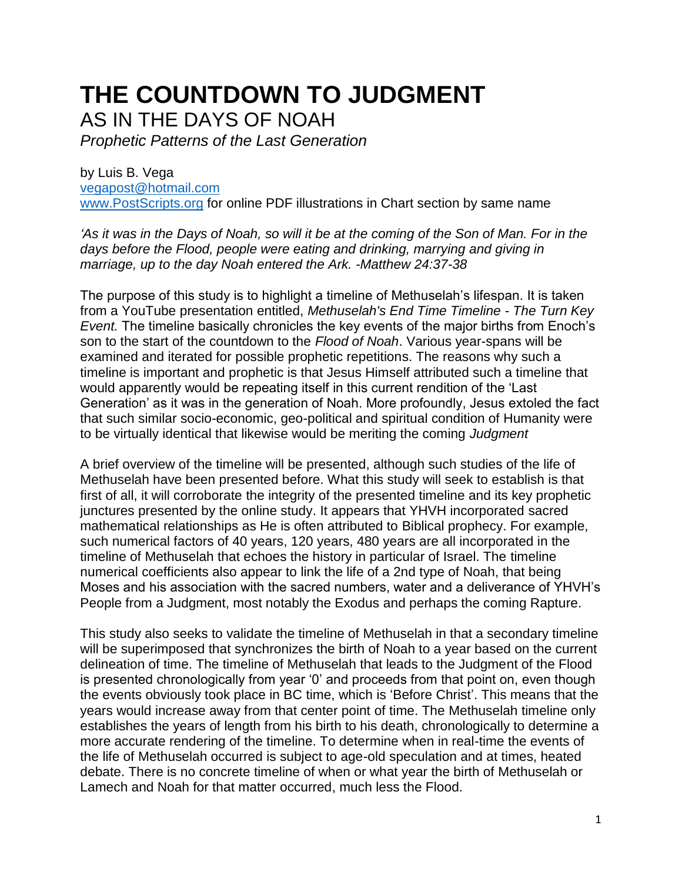# THE COUNTDOWN TO JUDGMENT

## AS IN THE DAYS OF NOAH

*Prophetic Patterns of the Last Generation*

by Luis B. Vega
vegapost@hotmail.com
www.PostScripts.org for online PDF illustrations in Chart section by same name

*'As it was in the Days of Noah, so will it be at the coming of the Son of Man. For in the days before the Flood, people were eating and drinking, marrying and giving in marriage, up to the day Noah entered the Ark. -Matthew 24:37-38*

The purpose of this study is to highlight a timeline of Methuselah's lifespan. It is taken from a YouTube presentation entitled, *Methuselah's End Time Timeline - The Turn Key Event.* The timeline basically chronicles the key events of the major births from Enoch's son to the start of the countdown to the *Flood of Noah*. Various year-spans will be examined and iterated for possible prophetic repetitions. The reasons why such a timeline is important and prophetic is that Jesus Himself attributed such a timeline that would apparently would be repeating itself in this current rendition of the 'Last Generation' as it was in the generation of Noah. More profoundly, Jesus extoled the fact that such similar socio-economic, geo-political and spiritual condition of Humanity were to be virtually identical that likewise would be meriting the coming *Judgment*

A brief overview of the timeline will be presented, although such studies of the life of Methuselah have been presented before. What this study will seek to establish is that first of all, it will corroborate the integrity of the presented timeline and its key prophetic junctures presented by the online study. It appears that YHVH incorporated sacred mathematical relationships as He is often attributed to Biblical prophecy. For example, such numerical factors of 40 years, 120 years, 480 years are all incorporated in the timeline of Methuselah that echoes the history in particular of Israel. The timeline numerical coefficients also appear to link the life of a 2nd type of Noah, that being Moses and his association with the sacred numbers, water and a deliverance of YHVH's People from a Judgment, most notably the Exodus and perhaps the coming Rapture.

This study also seeks to validate the timeline of Methuselah in that a secondary timeline will be superimposed that synchronizes the birth of Noah to a year based on the current delineation of time. The timeline of Methuselah that leads to the Judgment of the Flood is presented chronologically from year '0' and proceeds from that point on, even though the events obviously took place in BC time, which is 'Before Christ'. This means that the years would increase away from that center point of time. The Methuselah timeline only establishes the years of length from his birth to his death, chronologically to determine a more accurate rendering of the timeline. To determine when in real-time the events of the life of Methuselah occurred is subject to age-old speculation and at times, heated debate. There is no concrete timeline of when or what year the birth of Methuselah or Lamech and Noah for that matter occurred, much less the Flood.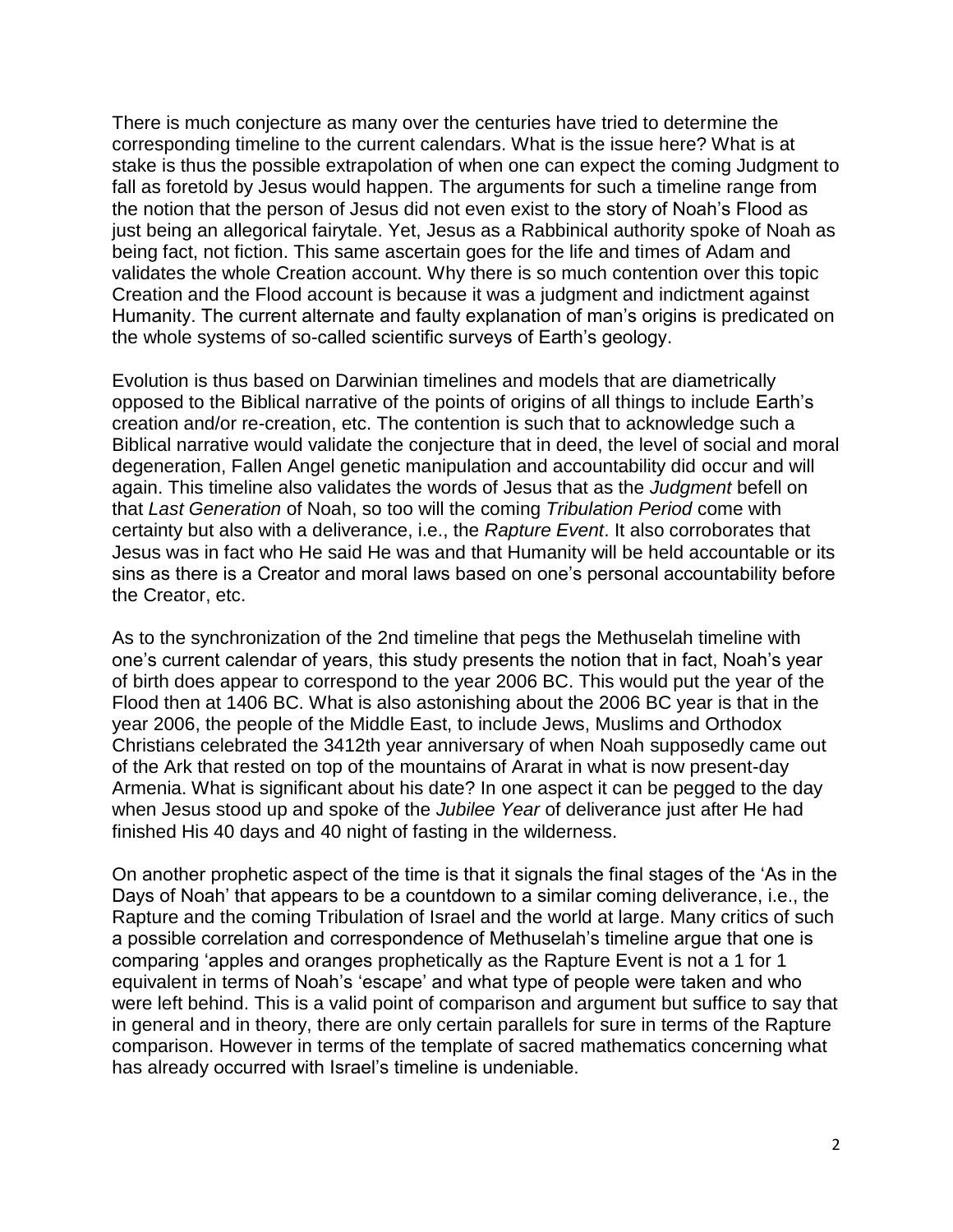There is much conjecture as many over the centuries have tried to determine the corresponding timeline to the current calendars. What is the issue here? What is at stake is thus the possible extrapolation of when one can expect the coming Judgment to fall as foretold by Jesus would happen. The arguments for such a timeline range from the notion that the person of Jesus did not even exist to the story of Noah's Flood as just being an allegorical fairytale. Yet, Jesus as a Rabbinical authority spoke of Noah as being fact, not fiction. This same ascertain goes for the life and times of Adam and validates the whole Creation account. Why there is so much contention over this topic Creation and the Flood account is because it was a judgment and indictment against Humanity. The current alternate and faulty explanation of man's origins is predicated on the whole systems of so-called scientific surveys of Earth's geology.

Evolution is thus based on Darwinian timelines and models that are diametrically opposed to the Biblical narrative of the points of origins of all things to include Earth's creation and/or re-creation, etc. The contention is such that to acknowledge such a Biblical narrative would validate the conjecture that in deed, the level of social and moral degeneration, Fallen Angel genetic manipulation and accountability did occur and will again. This timeline also validates the words of Jesus that as the *Judgment* befell on that *Last Generation* of Noah, so too will the coming *Tribulation Period* come with certainty but also with a deliverance, i.e., the *Rapture Event*. It also corroborates that Jesus was in fact who He said He was and that Humanity will be held accountable or its sins as there is a Creator and moral laws based on one's personal accountability before the Creator, etc.

As to the synchronization of the 2nd timeline that pegs the Methuselah timeline with one's current calendar of years, this study presents the notion that in fact, Noah's year of birth does appear to correspond to the year 2006 BC. This would put the year of the Flood then at 1406 BC. What is also astonishing about the 2006 BC year is that in the year 2006, the people of the Middle East, to include Jews, Muslims and Orthodox Christians celebrated the 3412th year anniversary of when Noah supposedly came out of the Ark that rested on top of the mountains of Ararat in what is now present-day Armenia. What is significant about his date? In one aspect it can be pegged to the day when Jesus stood up and spoke of the *Jubilee Year* of deliverance just after He had finished His 40 days and 40 night of fasting in the wilderness.

On another prophetic aspect of the time is that it signals the final stages of the 'As in the Days of Noah' that appears to be a countdown to a similar coming deliverance, i.e., the Rapture and the coming Tribulation of Israel and the world at large. Many critics of such a possible correlation and correspondence of Methuselah's timeline argue that one is comparing 'apples and oranges prophetically as the Rapture Event is not a 1 for 1 equivalent in terms of Noah's 'escape' and what type of people were taken and who were left behind. This is a valid point of comparison and argument but suffice to say that in general and in theory, there are only certain parallels for sure in terms of the Rapture comparison. However in terms of the template of sacred mathematics concerning what has already occurred with Israel's timeline is undeniable.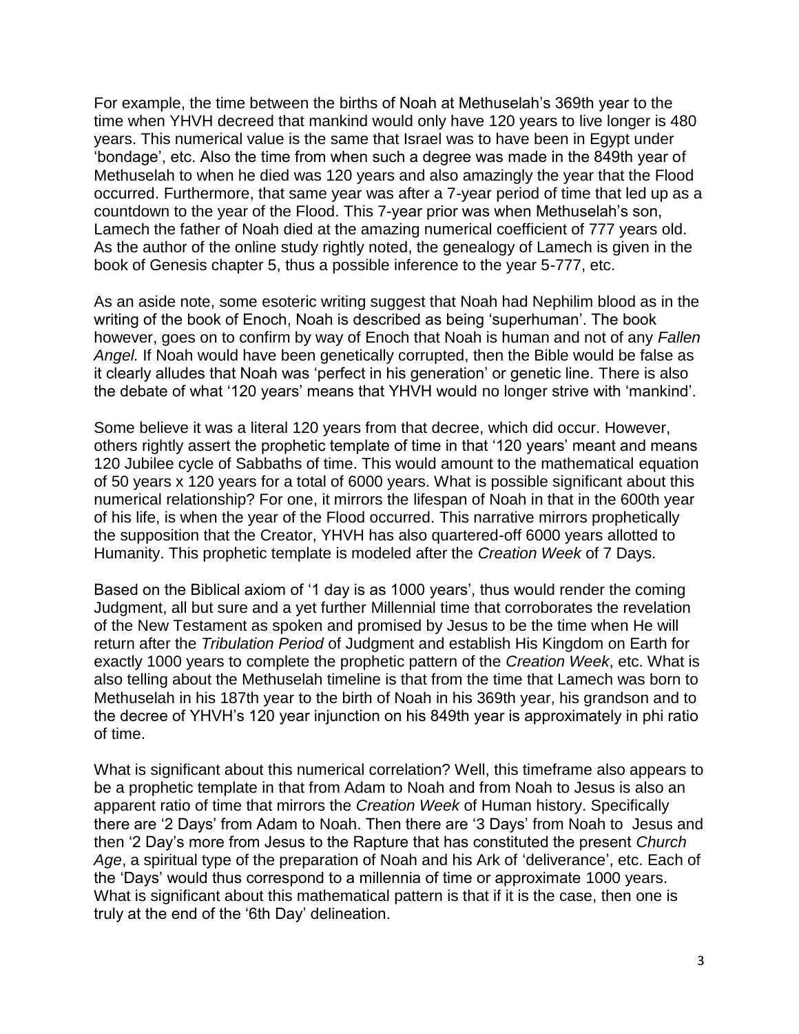For example, the time between the births of Noah at Methuselah's 369th year to the time when YHVH decreed that mankind would only have 120 years to live longer is 480 years. This numerical value is the same that Israel was to have been in Egypt under 'bondage', etc. Also the time from when such a degree was made in the 849th year of Methuselah to when he died was 120 years and also amazingly the year that the Flood occurred. Furthermore, that same year was after a 7-year period of time that led up as a countdown to the year of the Flood. This 7-year prior was when Methuselah's son, Lamech the father of Noah died at the amazing numerical coefficient of 777 years old. As the author of the online study rightly noted, the genealogy of Lamech is given in the book of Genesis chapter 5, thus a possible inference to the year 5-777, etc.

As an aside note, some esoteric writing suggest that Noah had Nephilim blood as in the writing of the book of Enoch, Noah is described as being 'superhuman'. The book however, goes on to confirm by way of Enoch that Noah is human and not of any *Fallen Angel.* If Noah would have been genetically corrupted, then the Bible would be false as it clearly alludes that Noah was 'perfect in his generation' or genetic line. There is also the debate of what '120 years' means that YHVH would no longer strive with 'mankind'.

Some believe it was a literal 120 years from that decree, which did occur. However, others rightly assert the prophetic template of time in that '120 years' meant and means 120 Jubilee cycle of Sabbaths of time. This would amount to the mathematical equation of 50 years x 120 years for a total of 6000 years. What is possible significant about this numerical relationship? For one, it mirrors the lifespan of Noah in that in the 600th year of his life, is when the year of the Flood occurred. This narrative mirrors prophetically the supposition that the Creator, YHVH has also quartered-off 6000 years allotted to Humanity. This prophetic template is modeled after the *Creation Week* of 7 Days.

Based on the Biblical axiom of '1 day is as 1000 years', thus would render the coming Judgment, all but sure and a yet further Millennial time that corroborates the revelation of the New Testament as spoken and promised by Jesus to be the time when He will return after the *Tribulation Period* of Judgment and establish His Kingdom on Earth for exactly 1000 years to complete the prophetic pattern of the *Creation Week*, etc. What is also telling about the Methuselah timeline is that from the time that Lamech was born to Methuselah in his 187th year to the birth of Noah in his 369th year, his grandson and to the decree of YHVH's 120 year injunction on his 849th year is approximately in phi ratio of time.

What is significant about this numerical correlation? Well, this timeframe also appears to be a prophetic template in that from Adam to Noah and from Noah to Jesus is also an apparent ratio of time that mirrors the *Creation Week* of Human history. Specifically there are '2 Days' from Adam to Noah. Then there are '3 Days' from Noah to Jesus and then '2 Day's more from Jesus to the Rapture that has constituted the present *Church Age*, a spiritual type of the preparation of Noah and his Ark of 'deliverance', etc. Each of the 'Days' would thus correspond to a millennia of time or approximate 1000 years. What is significant about this mathematical pattern is that if it is the case, then one is truly at the end of the '6th Day' delineation.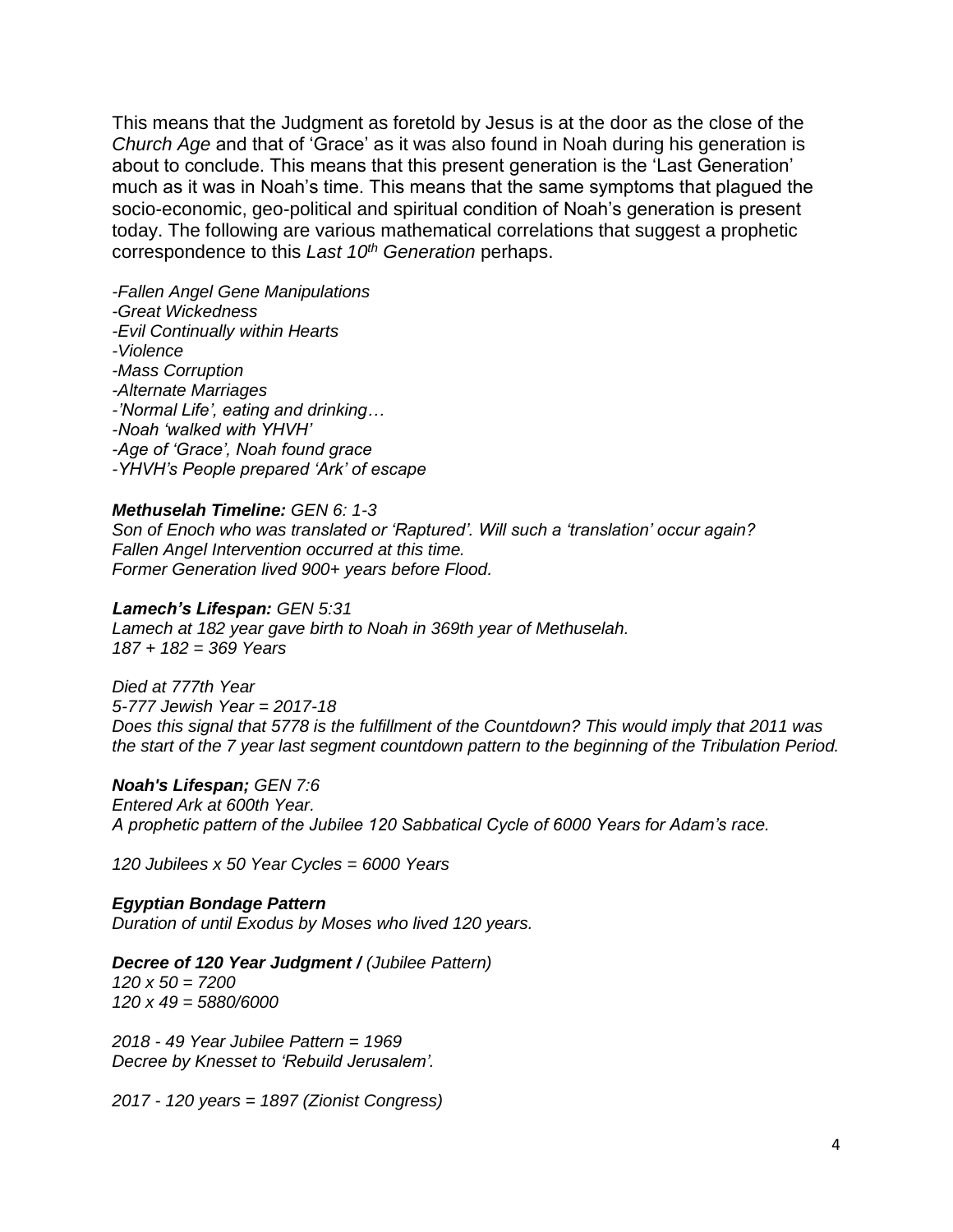This means that the Judgment as foretold by Jesus is at the door as the close of the *Church Age* and that of 'Grace' as it was also found in Noah during his generation is about to conclude. This means that this present generation is the 'Last Generation' much as it was in Noah's time. This means that the same symptoms that plagued the socio-economic, geo-political and spiritual condition of Noah's generation is present today. The following are various mathematical correlations that suggest a prophetic correspondence to this *Last 10th Generation* perhaps.

*-Fallen Angel Gene Manipulations*
*-Great Wickedness*
*-Evil Continually within Hearts*
*-Violence*
*-Mass Corruption*
*-Alternate Marriages*
*-'Normal Life', eating and drinking…*
*-Noah 'walked with YHVH'*
*-Age of 'Grace', Noah found grace*
*-YHVH's People prepared 'Ark' of escape*

***Methuselah Timeline:*** *GEN 6: 1-3*
*Son of Enoch who was translated or 'Raptured'. Will such a 'translation' occur again?*
*Fallen Angel Intervention occurred at this time.*
*Former Generation lived 900+ years before Flood.*

***Lamech's Lifespan:*** *GEN 5:31*
*Lamech at 182 year gave birth to Noah in 369th year of Methuselah.*
*187 + 182 = 369 Years*

*Died at 777th Year*
*5-777 Jewish Year = 2017-18*
*Does this signal that 5778 is the fulfillment of the Countdown? This would imply that 2011 was the start of the 7 year last segment countdown pattern to the beginning of the Tribulation Period.*

***Noah's Lifespan;*** *GEN 7:6*
*Entered Ark at 600th Year.*
*A prophetic pattern of the Jubilee 120 Sabbatical Cycle of 6000 Years for Adam's race.*

*120 Jubilees x 50 Year Cycles = 6000 Years*

***Egyptian Bondage Pattern***
*Duration of until Exodus by Moses who lived 120 years.*

***Decree of 120 Year Judgment /*** *(Jubilee Pattern)*
*120 x 50 = 7200*
*120 x 49 = 5880/6000*

*2018 - 49 Year Jubilee Pattern = 1969*
*Decree by Knesset to 'Rebuild Jerusalem'.*

*2017 - 120 years = 1897 (Zionist Congress)*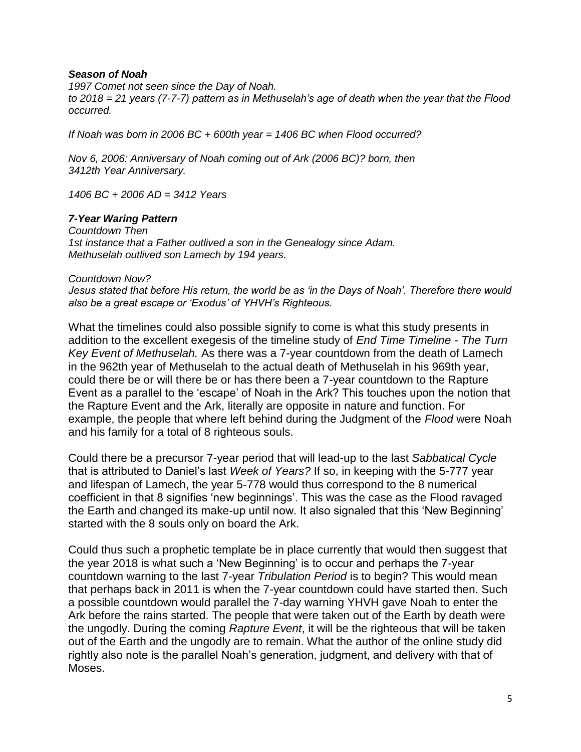***Season of Noah***

*1997 Comet not seen since the Day of Noah.*
*to 2018 = 21 years (7-7-7) pattern as in Methuselah's age of death when the year that the Flood occurred.*

*If Noah was born in 2006 BC + 600th year = 1406 BC when Flood occurred?*

*Nov 6, 2006: Anniversary of Noah coming out of Ark (2006 BC)? born, then 3412th Year Anniversary.*

*1406 BC + 2006 AD = 3412 Years*

***7-Year Waring Pattern***

*Countdown Then*
*1st instance that a Father outlived a son in the Genealogy since Adam.*
*Methuselah outlived son Lamech by 194 years.*

*Countdown Now?*
*Jesus stated that before His return, the world be as 'in the Days of Noah'. Therefore there would also be a great escape or 'Exodus' of YHVH's Righteous.*

What the timelines could also possible signify to come is what this study presents in addition to the excellent exegesis of the timeline study of *End Time Timeline - The Turn Key Event of Methuselah.* As there was a 7-year countdown from the death of Lamech in the 962th year of Methuselah to the actual death of Methuselah in his 969th year, could there be or will there be or has there been a 7-year countdown to the Rapture Event as a parallel to the 'escape' of Noah in the Ark? This touches upon the notion that the Rapture Event and the Ark, literally are opposite in nature and function. For example, the people that where left behind during the Judgment of the *Flood* were Noah and his family for a total of 8 righteous souls.

Could there be a precursor 7-year period that will lead-up to the last *Sabbatical Cycle* that is attributed to Daniel's last *Week of Years?* If so, in keeping with the 5-777 year and lifespan of Lamech, the year 5-778 would thus correspond to the 8 numerical coefficient in that 8 signifies 'new beginnings'. This was the case as the Flood ravaged the Earth and changed its make-up until now. It also signaled that this 'New Beginning' started with the 8 souls only on board the Ark.

Could thus such a prophetic template be in place currently that would then suggest that the year 2018 is what such a 'New Beginning' is to occur and perhaps the 7-year countdown warning to the last 7-year *Tribulation Period* is to begin? This would mean that perhaps back in 2011 is when the 7-year countdown could have started then. Such a possible countdown would parallel the 7-day warning YHVH gave Noah to enter the Ark before the rains started. The people that were taken out of the Earth by death were the ungodly. During the coming *Rapture Event*, it will be the righteous that will be taken out of the Earth and the ungodly are to remain. What the author of the online study did rightly also note is the parallel Noah's generation, judgment, and delivery with that of Moses.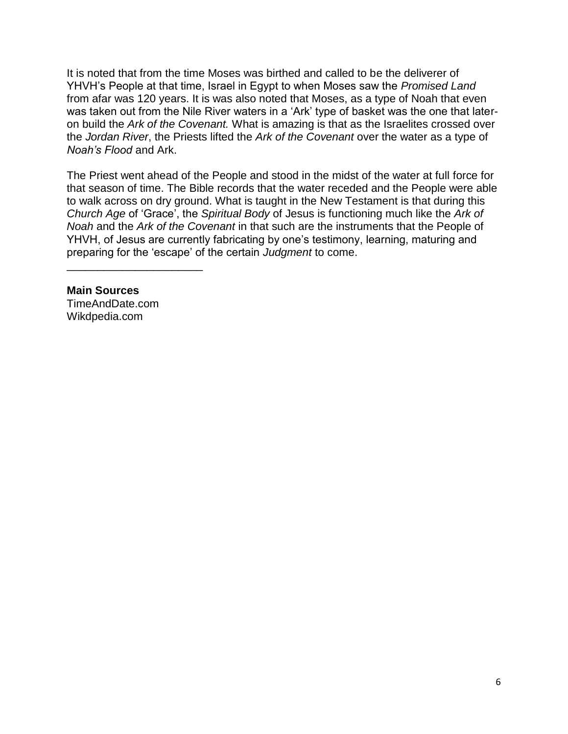It is noted that from the time Moses was birthed and called to be the deliverer of YHVH's People at that time, Israel in Egypt to when Moses saw the *Promised Land* from afar was 120 years. It is was also noted that Moses, as a type of Noah that even was taken out from the Nile River waters in a 'Ark' type of basket was the one that later-on build the *Ark of the Covenant.* What is amazing is that as the Israelites crossed over the *Jordan River*, the Priests lifted the *Ark of the Covenant* over the water as a type of *Noah's Flood* and Ark.

The Priest went ahead of the People and stood in the midst of the water at full force for that season of time. The Bible records that the water receded and the People were able to walk across on dry ground. What is taught in the New Testament is that during this *Church Age* of 'Grace', the *Spiritual Body* of Jesus is functioning much like the *Ark of Noah* and the *Ark of the Covenant* in that such are the instruments that the People of YHVH, of Jesus are currently fabricating by one's testimony, learning, maturing and preparing for the 'escape' of the certain *Judgment* to come.

______________________

**Main Sources**
TimeAndDate.com
Wikdpedia.com